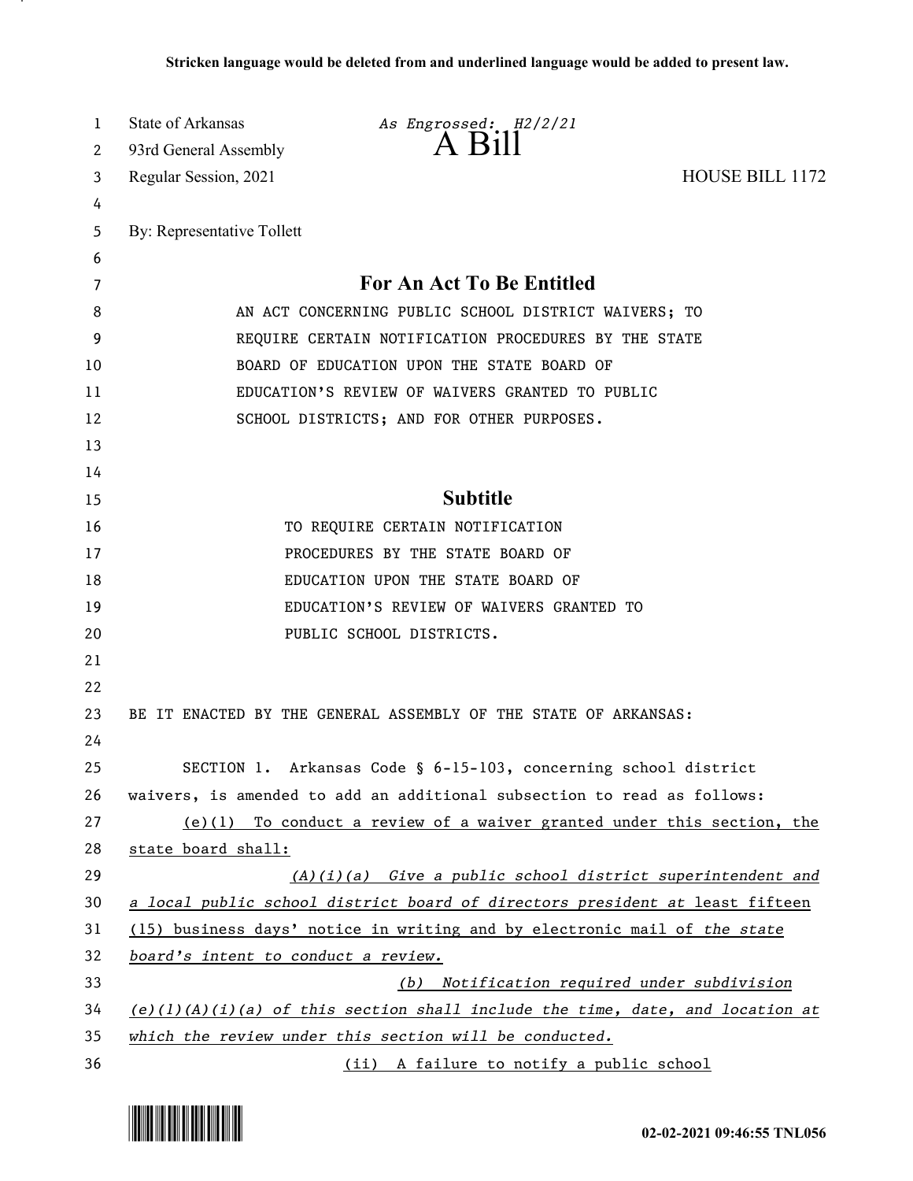**Stricken language would be deleted from and underlined language would be added to present law.**

State of Arkansas *As Engrossed: H2/2/21*
93rd General Assembly
Regular Session, 2021

# A Bill

HOUSE BILL 1172

By: Representative Tollett

## For An Act To Be Entitled

AN ACT CONCERNING PUBLIC SCHOOL DISTRICT WAIVERS; TO REQUIRE CERTAIN NOTIFICATION PROCEDURES BY THE STATE BOARD OF EDUCATION UPON THE STATE BOARD OF EDUCATION'S REVIEW OF WAIVERS GRANTED TO PUBLIC SCHOOL DISTRICTS; AND FOR OTHER PURPOSES.

## Subtitle

TO REQUIRE CERTAIN NOTIFICATION PROCEDURES BY THE STATE BOARD OF EDUCATION UPON THE STATE BOARD OF EDUCATION'S REVIEW OF WAIVERS GRANTED TO PUBLIC SCHOOL DISTRICTS.

BE IT ENACTED BY THE GENERAL ASSEMBLY OF THE STATE OF ARKANSAS:

SECTION 1. Arkansas Code § 6-15-103, concerning school district waivers, is amended to add an additional subsection to read as follows:

(e)(1) To conduct a review of a waiver granted under this section, the state board shall:

*(A)(i)(a) Give a public school district superintendent and a local public school district board of directors president at* least fifteen (15) business days' notice in writing and by electronic mail of *the state board's intent to conduct a review.*

*(b) Notification required under subdivision (e)(1)(A)(i)(a) of this section shall include the time, date, and location at which the review under this section will be conducted.*

(ii) A failure to notify a public school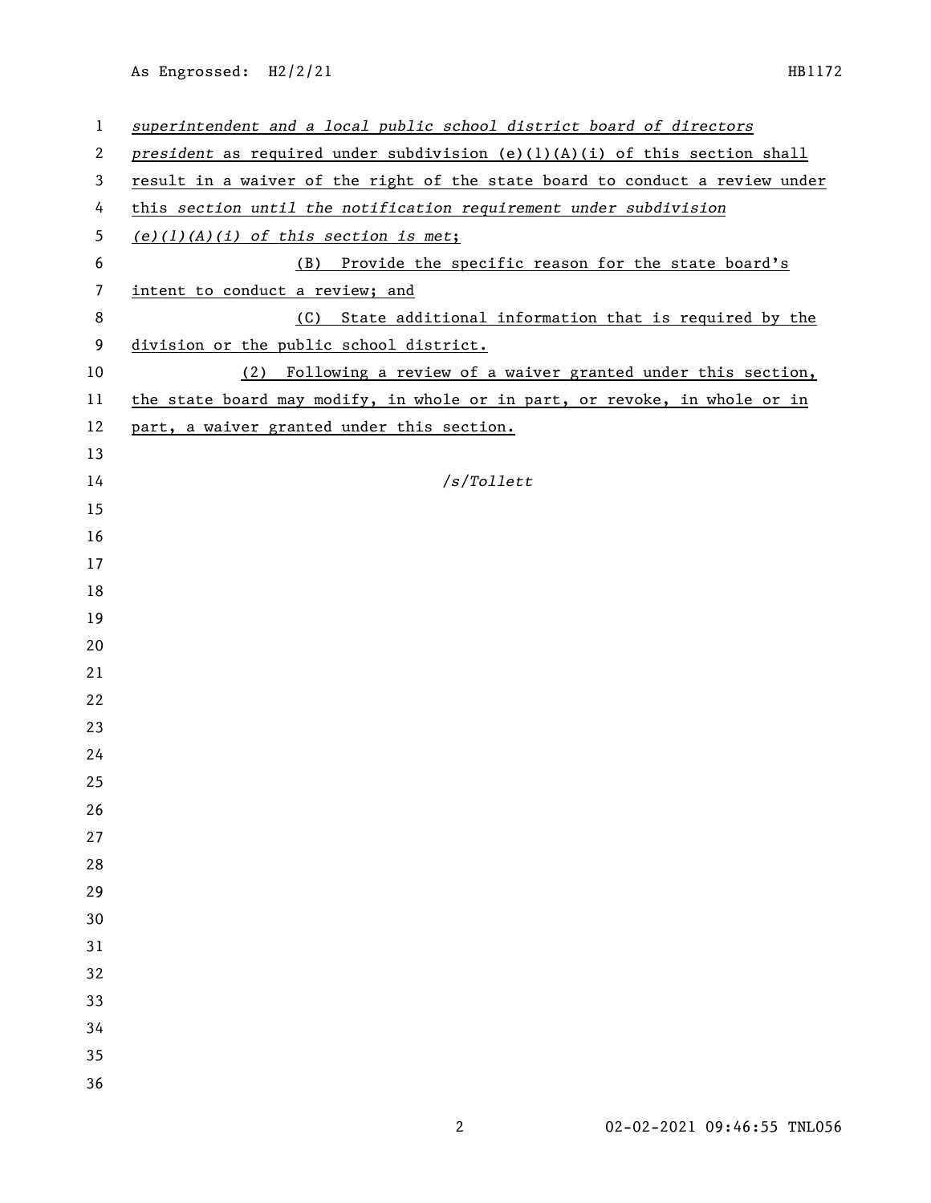superintendent and a local public school district board of directors president as required under subdivision (e)(1)(A)(i) of this section shall result in a waiver of the right of the state board to conduct a review under this section until the notification requirement under subdivision (e)(1)(A)(i) of this section is met;

(B) Provide the specific reason for the state board's intent to conduct a review; and

(C) State additional information that is required by the division or the public school district.

(2) Following a review of a waiver granted under this section, the state board may modify, in whole or in part, or revoke, in whole or in part, a waiver granted under this section.

/s/Tollett